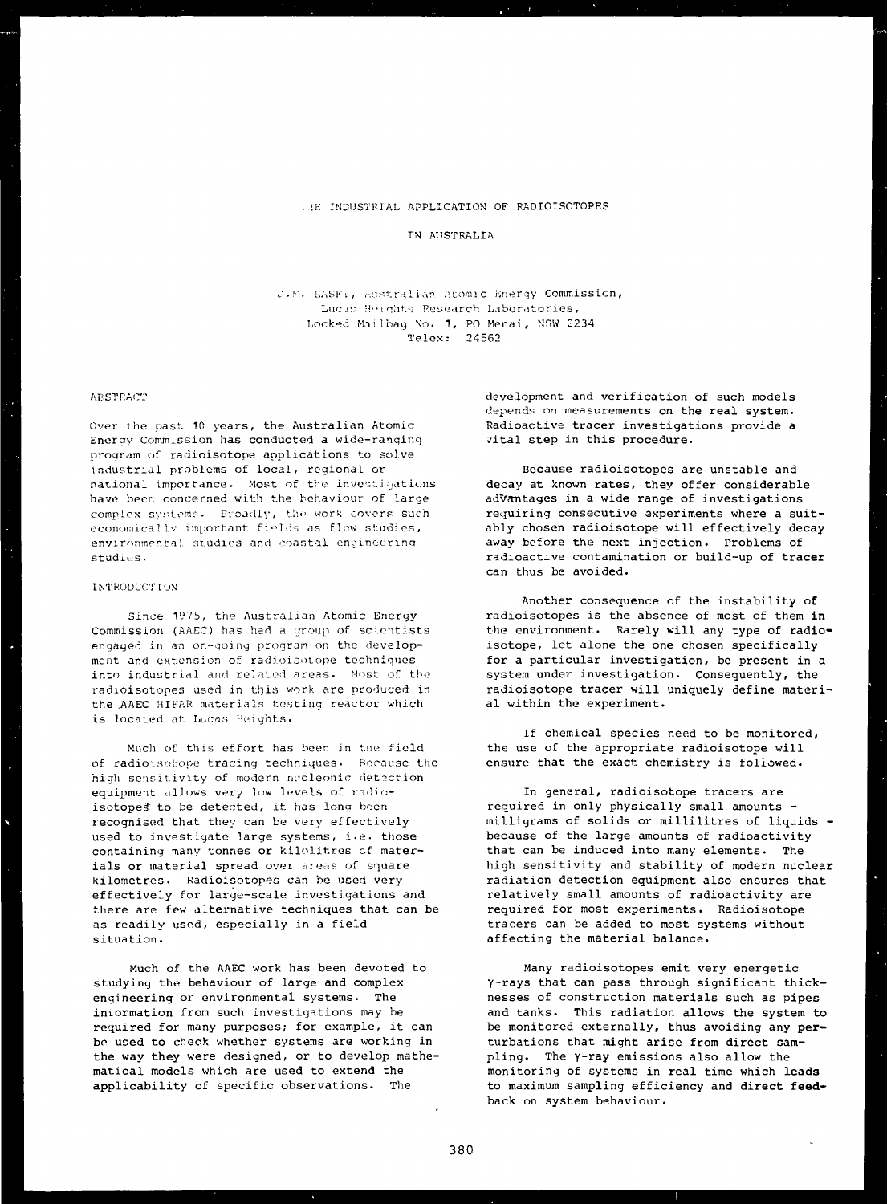# THE INDUSTRIAL APPLICATION OF RADIOISOTOPES IN AUSTRALIA

C.F. EASEY, Australian Atomic Energy Commission,
Lucas Heights Research Laboratories,
Locked Mailbag No. 1, PO Menai, NSW 2234
Telex: 24562

## ABSTRACT

Over the past 10 years, the Australian Atomic Energy Commission has conducted a wide-ranging program of radioisotope applications to solve industrial problems of local, regional or national importance. Most of the investigations have been concerned with the behaviour of large complex systems. Broadly, the work covers such economically important fields as flow studies, environmental studies and coastal engineering studies.

## INTRODUCTION

Since 1975, the Australian Atomic Energy Commission (AAEC) has had a group of scientists engaged in an on-going program on the development and extension of radioisotope techniques into industrial and related areas. Most of the radioisotopes used in this work are produced in the AAEC HIFAR materials testing reactor which is located at Lucas Heights.

Much of this effort has been in the field of radioisotope tracing techniques. Because the high sensitivity of modern nucleonic detection equipment allows very low levels of radioisotopes to be detected, it has long been recognised that they can be very effectively used to investigate large systems, i.e. those containing many tonnes or kilolitres of materials or material spread over areas of square kilometres. Radioisotopes can be used very effectively for large-scale investigations and there are few alternative techniques that can be as readily used, especially in a field situation.

Much of the AAEC work has been devoted to studying the behaviour of large and complex engineering or environmental systems. The information from such investigations may be required for many purposes; for example, it can be used to check whether systems are working in the way they were designed, or to develop mathematical models which are used to extend the applicability of specific observations. The development and verification of such models depends on measurements on the real system. Radioactive tracer investigations provide a vital step in this procedure.

Because radioisotopes are unstable and decay at known rates, they offer considerable advantages in a wide range of investigations requiring consecutive experiments where a suitably chosen radioisotope will effectively decay away before the next injection. Problems of radioactive contamination or build-up of tracer can thus be avoided.

Another consequence of the instability of radioisotopes is the absence of most of them in the environment. Rarely will any type of radioisotope, let alone the one chosen specifically for a particular investigation, be present in a system under investigation. Consequently, the radioisotope tracer will uniquely define material within the experiment.

If chemical species need to be monitored, the use of the appropriate radioisotope will ensure that the exact chemistry is followed.

In general, radioisotope tracers are required in only physically small amounts - milligrams of solids or millilitres of liquids - because of the large amounts of radioactivity that can be induced into many elements. The high sensitivity and stability of modern nuclear radiation detection equipment also ensures that relatively small amounts of radioactivity are required for most experiments. Radioisotope tracers can be added to most systems without affecting the material balance.

Many radioisotopes emit very energetic $\gamma$-rays that can pass through significant thicknesses of construction materials such as pipes and tanks. This radiation allows the system to be monitored externally, thus avoiding any perturbations that might arise from direct sampling. The $\gamma$-ray emissions also allow the monitoring of systems in real time which leads to maximum sampling efficiency and direct feedback on system behaviour.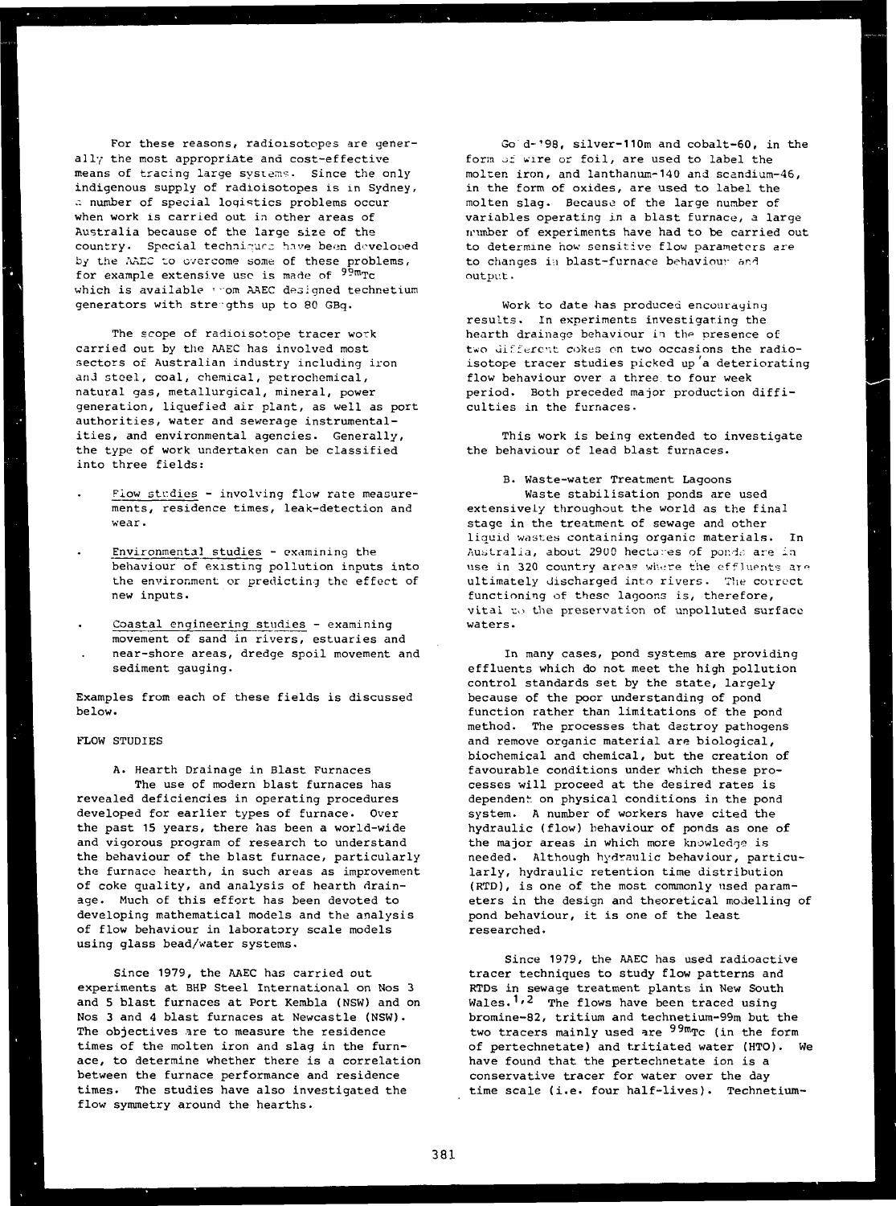For these reasons, radioisotopes are generally the most appropriate and cost-effective means of tracing large systems. Since the only indigenous supply of radioisotopes is in Sydney, a number of special logistics problems occur when work is carried out in other areas of Australia because of the large size of the country. Special techniques have been developed by the AAEC to overcome some of these problems, for example extensive use is made of $^{99m}$Tc which is available from AAEC designed technetium generators with strengths up to 80 GBq.

The scope of radioisotope tracer work carried out by the AAEC has involved most sectors of Australian industry including iron and steel, coal, chemical, petrochemical, natural gas, metallurgical, mineral, power generation, liquefied air plant, as well as port authorities, water and sewerage instrumentalities, and environmental agencies. Generally, the type of work undertaken can be classified into three fields:

- Flow studies - involving flow rate measurements, residence times, leak-detection and wear.
- Environmental studies - examining the behaviour of existing pollution inputs into the environment or predicting the effect of new inputs.
- Coastal engineering studies - examining movement of sand in rivers, estuaries and near-shore areas, dredge spoil movement and sediment gauging.

Examples from each of these fields is discussed below.

## FLOW STUDIES

### A. Hearth Drainage in Blast Furnaces

The use of modern blast furnaces has revealed deficiencies in operating procedures developed for earlier types of furnace. Over the past 15 years, there has been a world-wide and vigorous program of research to understand the behaviour of the blast furnace, particularly the furnace hearth, in such areas as improvement of coke quality, and analysis of hearth drainage. Much of this effort has been devoted to developing mathematical models and the analysis of flow behaviour in laboratory scale models using glass bead/water systems.

Since 1979, the AAEC has carried out experiments at BHP Steel International on Nos 3 and 5 blast furnaces at Port Kembla (NSW) and on Nos 3 and 4 blast furnaces at Newcastle (NSW). The objectives are to measure the residence times of the molten iron and slag in the furnace, to determine whether there is a correlation between the furnace performance and residence times. The studies have also investigated the flow symmetry around the hearths.

Gold-198, silver-110m and cobalt-60, in the form of wire or foil, are used to label the molten iron, and lanthanum-140 and scandium-46, in the form of oxides, are used to label the molten slag. Because of the large number of variables operating in a blast furnace, a large number of experiments have had to be carried out to determine how sensitive flow parameters are to changes in blast-furnace behaviour and output.

Work to date has produced encouraging results. In experiments investigating the hearth drainage behaviour in the presence of two different cokes on two occasions the radioisotope tracer studies picked up a deteriorating flow behaviour over a three to four week period. Both preceded major production difficulties in the furnaces.

This work is being extended to investigate the behaviour of lead blast furnaces.

### B. Waste-water Treatment Lagoons

Waste stabilisation ponds are used extensively throughout the world as the final stage in the treatment of sewage and other liquid wastes containing organic materials. In Australia, about 2900 hectares of ponds are in use in 320 country areas where the effluents are ultimately discharged into rivers. The correct functioning of these lagoons is, therefore, vital to the preservation of unpolluted surface waters.

In many cases, pond systems are providing effluents which do not meet the high pollution control standards set by the state, largely because of the poor understanding of pond function rather than limitations of the pond method. The processes that destroy pathogens and remove organic material are biological, biochemical and chemical, but the creation of favourable conditions under which these processes will proceed at the desired rates is dependent on physical conditions in the pond system. A number of workers have cited the hydraulic (flow) behaviour of ponds as one of the major areas in which more knowledge is needed. Although hydraulic behaviour, particularly, hydraulic retention time distribution (RTD), is one of the most commonly used parameters in the design and theoretical modelling of pond behaviour, it is one of the least researched.

Since 1979, the AAEC has used radioactive tracer techniques to study flow patterns and RTDs in sewage treatment plants in New South Wales.[1,2] The flows have been traced using bromine-82, tritium and technetium-99m but the two tracers mainly used are $^{99m}$Tc (in the form of pertechnetate) and tritiated water (HTO). We have found that the pertechnetate ion is a conservative tracer for water over the day time scale (i.e. four half-lives). Technetium-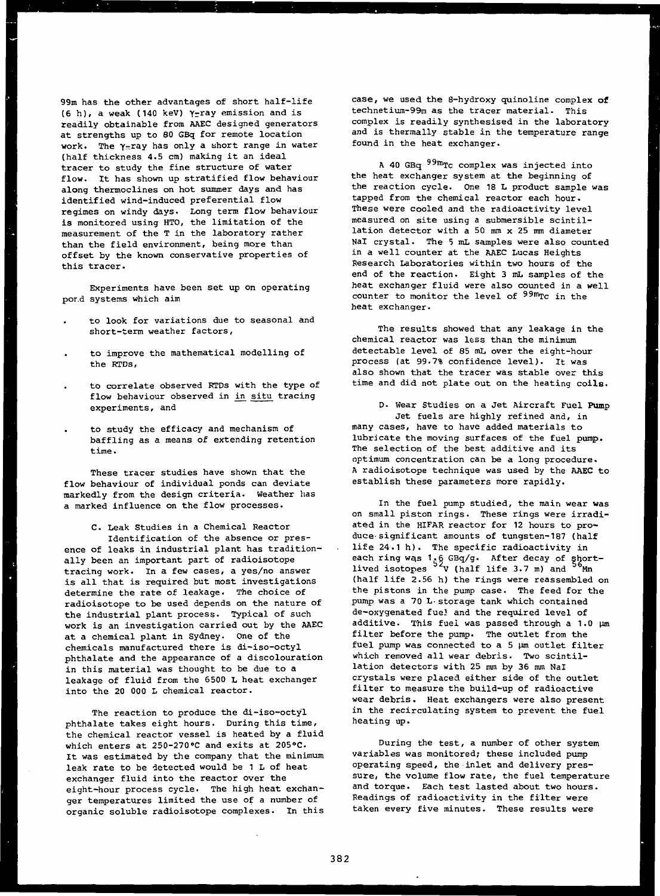99m has the other advantages of short half-life (6 h), a weak (140 keV) γ-ray emission and is readily obtainable from AAEC designed generators at strengths up to 80 GBq for remote location work. The γ-ray has only a short range in water (half thickness 4.5 cm) making it an ideal tracer to study the fine structure of water flow. It has shown up stratified flow behaviour along thermoclines on hot summer days and has identified wind-induced preferential flow regimes on windy days. Long term flow behaviour is monitored using HTO, the limitation of the measurement of the T in the laboratory rather than the field environment, being more than offset by the known conservative properties of this tracer.

Experiments have been set up on operating pond systems which aim

- to look for variations due to seasonal and short-term weather factors,
- to improve the mathematical modelling of the RTDs,
- to correlate observed RTDs with the type of flow behaviour observed in *in situ* tracing experiments, and
- to study the efficacy and mechanism of baffling as a means of extending retention time.

These tracer studies have shown that the flow behaviour of individual ponds can deviate markedly from the design criteria. Weather has a marked influence on the flow processes.

### C. Leak Studies in a Chemical Reactor

Identification of the absence or presence of leaks in industrial plant has traditionally been an important part of radioisotope tracing work. In a few cases, a yes/no answer is all that is required but most investigations determine the rate of leakage. The choice of radioisotope to be used depends on the nature of the industrial plant process. Typical of such work is an investigation carried out by the AAEC at a chemical plant in Sydney. One of the chemicals manufactured there is di-iso-octyl phthalate and the appearance of a discolouration in this material was thought to be due to a leakage of fluid from the 6500 L heat exchanger into the 20 000 L chemical reactor.

The reaction to produce the di-iso-octyl phthalate takes eight hours. During this time, the chemical reactor vessel is heated by a fluid which enters at 250-270°C and exits at 205°C. It was estimated by the company that the minimum leak rate to be detected would be 1 L of heat exchanger fluid into the reactor over the eight-hour process cycle. The high heat exchanger temperatures limited the use of a number of organic soluble radioisotope complexes. In this case, we used the 8-hydroxy quinoline complex of technetium-99m as the tracer material. This complex is readily synthesised in the laboratory and is thermally stable in the temperature range found in the heat exchanger.

A 40 GBq $^{99m}$Tc complex was injected into the heat exchanger system at the beginning of the reaction cycle. One 18 L product sample was tapped from the chemical reactor each hour. These were cooled and the radioactivity level measured on site using a submersible scintillation detector with a 50 mm x 25 mm diameter NaI crystal. The 5 mL samples were also counted in a well counter at the AAEC Lucas Heights Research Laboratories within two hours of the end of the reaction. Eight 3 mL samples of the heat exchanger fluid were also counted in a well counter to monitor the level of $^{99m}$Tc in the heat exchanger.

The results showed that any leakage in the chemical reactor was less than the minimum detectable level of 85 mL over the eight-hour process (at 99.7% confidence level). It was also shown that the tracer was stable over this time and did not plate out on the heating coils.

### D. Wear Studies on a Jet Aircraft Fuel Pump

Jet fuels are highly refined and, in many cases, have to have added materials to lubricate the moving surfaces of the fuel pump. The selection of the best additive and its optimum concentration can be a long procedure. A radioisotope technique was used by the AAEC to establish these parameters more rapidly.

In the fuel pump studied, the main wear was on small piston rings. These rings were irradiated in the HIFAR reactor for 12 hours to produce significant amounts of tungsten-187 (half life 24.1 h). The specific radioactivity in each ring was 1.6 GBq/g. After decay of short-lived isotopes $^{52}$V (half life 3.7 m) and $^{56}$Mn (half life 2.56 h) the rings were reassembled on the pistons in the pump case. The feed for the pump was a 70 L storage tank which contained de-oxygenated fuel and the required level of additive. This fuel was passed through a 1.0 µm filter before the pump. The outlet from the fuel pump was connected to a 5 µm outlet filter which removed all wear debris. Two scintillation detectors with 25 mm by 36 mm NaI crystals were placed either side of the outlet filter to measure the build-up of radioactive wear debris. Heat exchangers were also present in the recirculating system to prevent the fuel heating up.

During the test, a number of other system variables was monitored; these included pump operating speed, the inlet and delivery pressure, the volume flow rate, the fuel temperature and torque. Each test lasted about two hours. Readings of radioactivity in the filter were taken every five minutes. These results were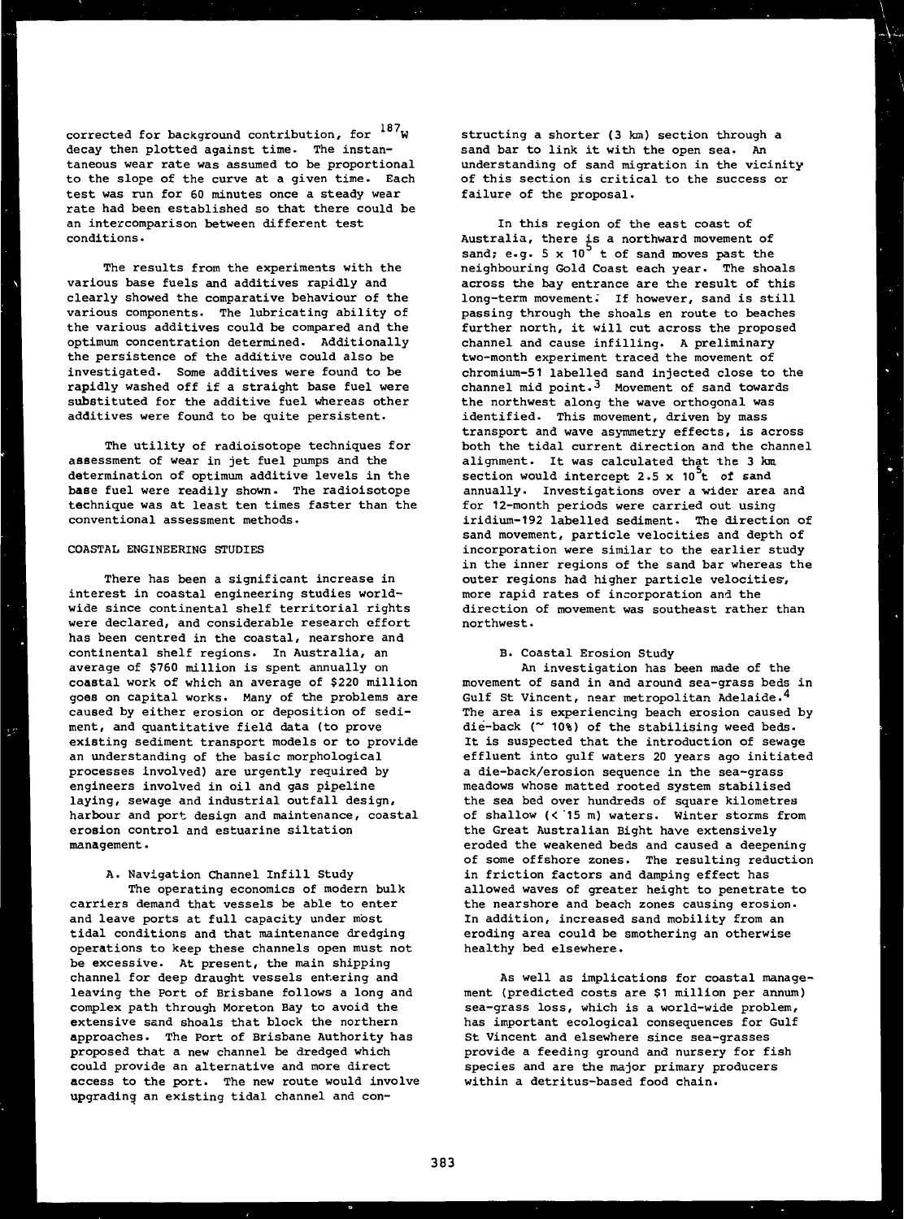corrected for background contribution, for $^{187}W$ decay then plotted against time. The instantaneous wear rate was assumed to be proportional to the slope of the curve at a given time. Each test was run for 60 minutes once a steady wear rate had been established so that there could be an intercomparison between different test conditions.

The results from the experiments with the various base fuels and additives rapidly and clearly showed the comparative behaviour of the various components. The lubricating ability of the various additives could be compared and the optimum concentration determined. Additionally the persistence of the additive could also be investigated. Some additives were found to be rapidly washed off if a straight base fuel were substituted for the additive fuel whereas other additives were found to be quite persistent.

The utility of radioisotope techniques for assessment of wear in jet fuel pumps and the determination of optimum additive levels in the base fuel were readily shown. The radioisotope technique was at least ten times faster than the conventional assessment methods.

## COASTAL ENGINEERING STUDIES

There has been a significant increase in interest in coastal engineering studies worldwide since continental shelf territorial rights were declared, and considerable research effort has been centred in the coastal, nearshore and continental shelf regions. In Australia, an average of $760 million is spent annually on coastal work of which an average of $220 million goes on capital works. Many of the problems are caused by either erosion or deposition of sediment, and quantitative field data (to prove existing sediment transport models or to provide an understanding of the basic morphological processes involved) are urgently required by engineers involved in oil and gas pipeline laying, sewage and industrial outfall design, harbour and port design and maintenance, coastal erosion control and estuarine siltation management.

### A. Navigation Channel Infill Study

The operating economics of modern bulk carriers demand that vessels be able to enter and leave ports at full capacity under most tidal conditions and that maintenance dredging operations to keep these channels open must not be excessive. At present, the main shipping channel for deep draught vessels entering and leaving the Port of Brisbane follows a long and complex path through Moreton Bay to avoid the extensive sand shoals that block the northern approaches. The Port of Brisbane Authority has proposed that a new channel be dredged which could provide an alternative and more direct access to the port. The new route would involve upgrading an existing tidal channel and constructing a shorter (3 km) section through a sand bar to link it with the open sea. An understanding of sand migration in the vicinity of this section is critical to the success or failure of the proposal.

In this region of the east coast of Australia, there is a northward movement of sand; e.g. $5 \times 10^5$ t of sand moves past the neighbouring Gold Coast each year. The shoals across the bay entrance are the result of this long-term movement. If however, sand is still passing through the shoals en route to beaches further north, it will cut across the proposed channel and cause infilling. A preliminary two-month experiment traced the movement of chromium-51 labelled sand injected close to the channel mid point.[3] Movement of sand towards the northwest along the wave orthogonal was identified. This movement, driven by mass transport and wave asymmetry effects, is across both the tidal current direction and the channel alignment. It was calculated that the 3 km section would intercept $2.5 \times 10^5$t of sand annually. Investigations over a wider area and for 12-month periods were carried out using iridium-192 labelled sediment. The direction of sand movement, particle velocities and depth of incorporation were similar to the earlier study in the inner regions of the sand bar whereas the outer regions had higher particle velocities, more rapid rates of incorporation and the direction of movement was southeast rather than northwest.

### B. Coastal Erosion Study

An investigation has been made of the movement of sand in and around sea-grass beds in Gulf St Vincent, near metropolitan Adelaide.[4] The area is experiencing beach erosion caused by die-back (~ 10%) of the stabilising weed beds. It is suspected that the introduction of sewage effluent into gulf waters 20 years ago initiated a die-back/erosion sequence in the sea-grass meadows whose matted rooted system stabilised the sea bed over hundreds of square kilometres of shallow (< 15 m) waters. Winter storms from the Great Australian Bight have extensively eroded the weakened beds and caused a deepening of some offshore zones. The resulting reduction in friction factors and damping effect has allowed waves of greater height to penetrate to the nearshore and beach zones causing erosion. In addition, increased sand mobility from an eroding area could be smothering an otherwise healthy bed elsewhere.

As well as implications for coastal management (predicted costs are $1 million per annum) sea-grass loss, which is a world-wide problem, has important ecological consequences for Gulf St Vincent and elsewhere since sea-grasses provide a feeding ground and nursery for fish species and are the major primary producers within a detritus-based food chain.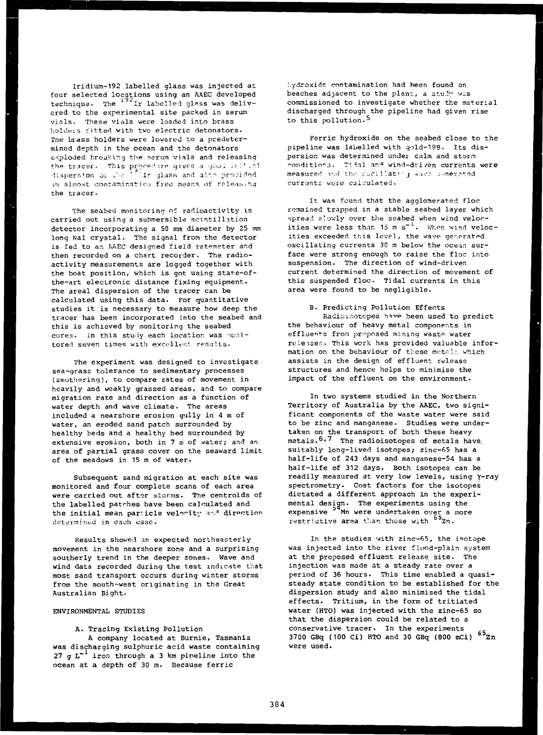Iridium-192 labelled glass was injected at four selected locations using an AAEC developed technique. The $^{192}$Ir labelled glass was delivered to the experimental site packed in serum vials. These vials were loaded into brass holders fitted with two electric detonators. The brass holders were lowered to a predetermined depth in the ocean and the detonators exploded breaking the serum vials and releasing the tracer. This procedure gives a good initial dispersion of the $^{192}$Ir glass and also provided an almost contamination free means of releasing the tracer.

The seabed monitoring of radioactivity is carried out using a submersible scintillation detector incorporating a 50 mm diameter by 25 mm long NaI crystal. The signal from the detector is fed to an AAEC designed field ratemeter and then recorded on a chart recorder. The radioactivity measurements are logged together with the boat position, which is got using state-of-the-art electronic distance fixing equipment. The areal dispersion of the tracer can be calculated using this data. For quantitative studies it is necessary to measure how deep the tracer has been incorporated into the seabed and this is achieved by monitoring the seabed cores. In this study each location was monitored seven times with excellent results.

The experiment was designed to investigate sea-grass tolerance to sedimentary processes (smothering), to compare rates of movement in heavily and weakly grassed areas, and to compare migration rate and direction as a function of water depth and wave climate. The areas included a nearshore erosion gully in 4 m of water, an eroded sand patch surrounded by healthy beds and a healthy bed surrounded by extensive erosion, both in 7 m of water; and an area of partial grass cover on the seaward limit of the meadows in 15 m of water.

Subsequent sand migration at each site was monitored and four complete scans of each area were carried out after storms. The centroids of the labelled patches have been calculated and the initial mean particle velocity and direction determined in each case.

Results showed an expected northeasterly movement in the nearshore zone and a surprising southerly trend in the deeper zones. Wave and wind data recorded during the test indicate that most sand transport occurs during winter storms from the south-west originating in the Great Australian Bight.

## ENVIRONMENTAL STUDIES

### A. Tracing Existing Pollution

A company located at Burnie, Tasmania was discharging sulphuric acid waste containing 27 g $L^{-1}$ iron through a 3 km pipeline into the ocean at a depth of 30 m. Because ferric hydroxide contamination had been found on beaches adjacent to the plant, a study was commissioned to investigate whether the material discharged through the pipeline had given rise to this pollution.[5]

Ferric hydroxide on the seabed close to the pipeline was labelled with gold-198. Its dispersion was determined under calm and storm conditions. Tidal and wind-driven currents were measured and the oscillating wave generated currents were calculated.

It was found that the agglomerated floc remained trapped in a stable seabed layer which spread slowly over the seabed when wind velocities were less than 15 m $s^{-1}$. When wind velocities exceeded this level, the wave generated oscillating currents 30 m below the ocean surface were strong enough to raise the floc into suspension. The direction of wind-driven current determined the direction of movement of this suspended floc. Tidal currents in this area were found to be negligible.

### B. Predicting Pollution Effects

Radioisotopes have been used to predict the behaviour of heavy metal components in effluents from proposed mining waste water releases. This work has provided valuable information on the behaviour of these metals which assists in the design of effluent release structures and hence helps to minimise the impact of the effluent on the environment.

In two systems studied in the Northern Territory of Australia by the AAEC, two significant components of the waste water were said to be zinc and manganese. Studies were undertaken on the transport of both these heavy metals.[6,7] The radioisotopes of metals have suitably long-lived isotopes; zinc-65 has a half-life of 243 days and manganese-54 has a half-life of 312 days. Both isotopes can be readily measured at very low levels, using $\gamma$-ray spectrometry. Cost factors for the isotopes dictated a different approach in the experimental design. The experiments using the expensive $^{54}$Mn were undertaken over a more restrictive area than those with $^{65}$Zn.

In the studies with zinc-65, the isotope was injected into the river flood-plain system at the proposed effluent release site. The injection was made at a steady rate over a period of 36 hours. This time enabled a quasi-steady state condition to be established for the dispersion study and also minimised the tidal effects. Tritium, in the form of tritiated water (HTO) was injected with the zinc-65 so that the dispersion could be related to a conservative tracer. In the experiments 3700 GBq (100 Ci) HTO and 30 GBq (800 mCi) $^{65}$Zn were used.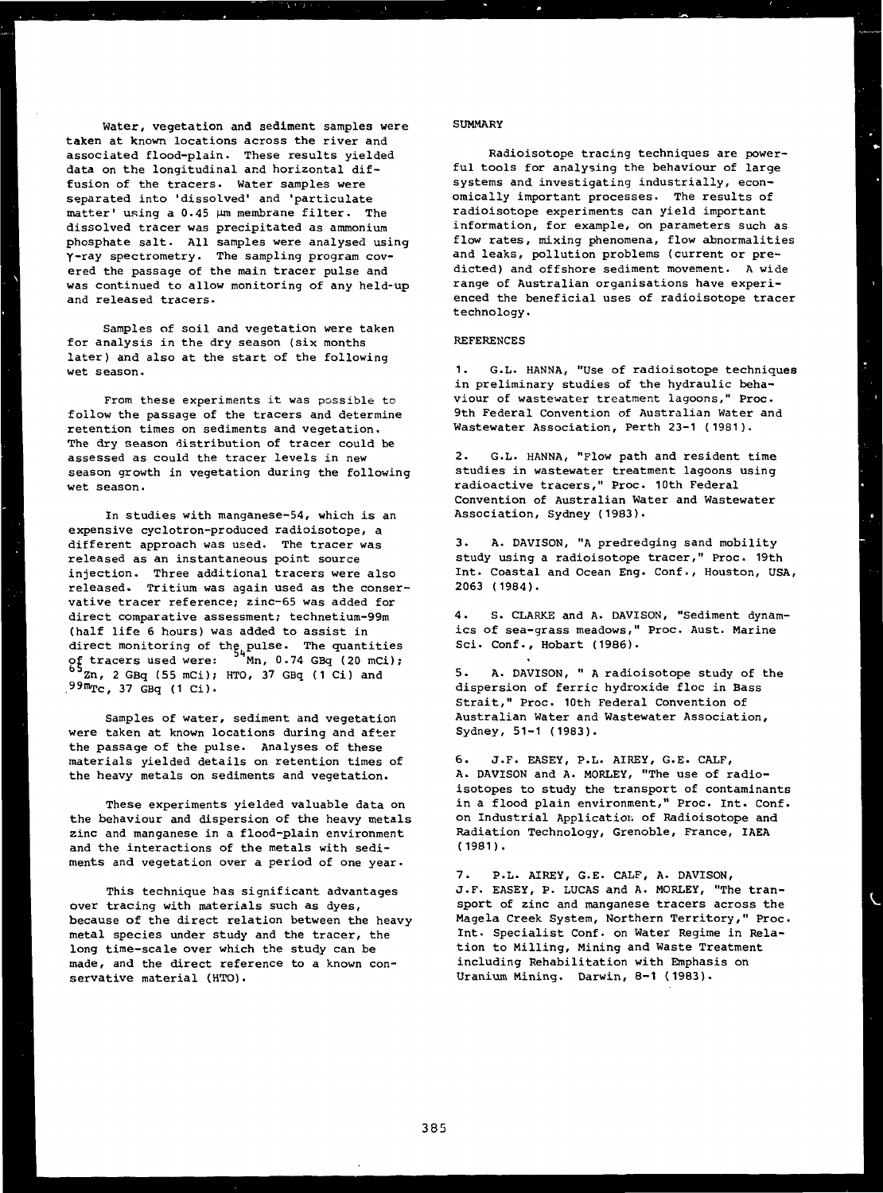Water, vegetation and sediment samples were taken at known locations across the river and associated flood-plain. These results yielded data on the longitudinal and horizontal diffusion of the tracers. Water samples were separated into 'dissolved' and 'particulate matter' using a 0.45 μm membrane filter. The dissolved tracer was precipitated as ammonium phosphate salt. All samples were analysed using γ-ray spectrometry. The sampling program covered the passage of the main tracer pulse and was continued to allow monitoring of any held-up and released tracers.

Samples of soil and vegetation were taken for analysis in the dry season (six months later) and also at the start of the following wet season.

From these experiments it was possible to follow the passage of the tracers and determine retention times on sediments and vegetation. The dry season distribution of tracer could be assessed as could the tracer levels in new season growth in vegetation during the following wet season.

In studies with manganese-54, which is an expensive cyclotron-produced radioisotope, a different approach was used. The tracer was released as an instantaneous point source injection. Three additional tracers were also released. Tritium was again used as the conservative tracer reference; zinc-65 was added for direct comparative assessment; technetium-99m (half life 6 hours) was added to assist in direct monitoring of the pulse. The quantities of tracers used were: $^{54}$Mn, 0.74 GBq (20 mCi); $^{65}$Zn, 2 GBq (55 mCi); HTO, 37 GBq (1 Ci) and $^{99m}$Tc, 37 GBq (1 Ci).

Samples of water, sediment and vegetation were taken at known locations during and after the passage of the pulse. Analyses of these materials yielded details on retention times of the heavy metals on sediments and vegetation.

These experiments yielded valuable data on the behaviour and dispersion of the heavy metals zinc and manganese in a flood-plain environment and the interactions of the metals with sediments and vegetation over a period of one year.

This technique has significant advantages over tracing with materials such as dyes, because of the direct relation between the heavy metal species under study and the tracer, the long time-scale over which the study can be made, and the direct reference to a known conservative material (HTO).

## SUMMARY

Radioisotope tracing techniques are powerful tools for analysing the behaviour of large systems and investigating industrially, economically important processes. The results of radioisotope experiments can yield important information, for example, on parameters such as flow rates, mixing phenomena, flow abnormalities and leaks, pollution problems (current or predicted) and offshore sediment movement. A wide range of Australian organisations have experienced the beneficial uses of radioisotope tracer technology.

## REFERENCES

1. G.L. HANNA, "Use of radioisotope techniques in preliminary studies of the hydraulic behaviour of wastewater treatment lagoons," Proc. 9th Federal Convention of Australian Water and Wastewater Association, Perth 23-1 (1981).

2. G.L. HANNA, "Flow path and resident time studies in wastewater treatment lagoons using radioactive tracers," Proc. 10th Federal Convention of Australian Water and Wastewater Association, Sydney (1983).

3. A. DAVISON, "A predredging sand mobility study using a radioisotope tracer," Proc. 19th Int. Coastal and Ocean Eng. Conf., Houston, USA, 2063 (1984).

4. S. CLARKE and A. DAVISON, "Sediment dynamics of sea-grass meadows," Proc. Aust. Marine Sci. Conf., Hobart (1986).

5. A. DAVISON, " A radioisotope study of the dispersion of ferric hydroxide floc in Bass Strait," Proc. 10th Federal Convention of Australian Water and Wastewater Association, Sydney, 51-1 (1983).

6. J.F. EASEY, P.L. AIREY, G.E. CALF, A. DAVISON and A. MORLEY, "The use of radioisotopes to study the transport of contaminants in a flood plain environment," Proc. Int. Conf. on Industrial Application of Radioisotope and Radiation Technology, Grenoble, France, IAEA (1981).

7. P.L. AIREY, G.E. CALF, A. DAVISON, J.F. EASEY, P. LUCAS and A. MORLEY, "The transport of zinc and manganese tracers across the Magela Creek System, Northern Territory," Proc. Int. Specialist Conf. on Water Regime in Relation to Milling, Mining and Waste Treatment including Rehabilitation with Emphasis on Uranium Mining. Darwin, 8-1 (1983).